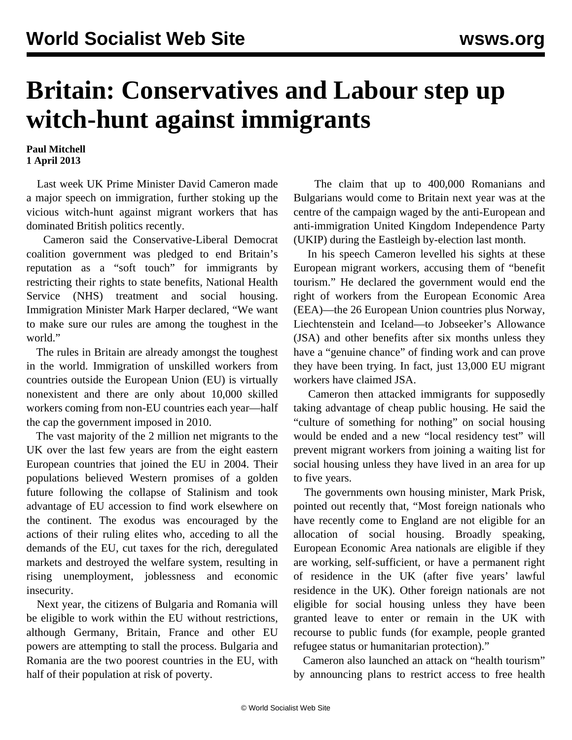# Britain: Conservatives and Labour step up witch-hunt against immigrants

**Paul Mitchell**
**1 April 2013**

Last week UK Prime Minister David Cameron made a major speech on immigration, further stoking up the vicious witch-hunt against migrant workers that has dominated British politics recently.

Cameron said the Conservative-Liberal Democrat coalition government was pledged to end Britain's reputation as a "soft touch" for immigrants by restricting their rights to state benefits, National Health Service (NHS) treatment and social housing. Immigration Minister Mark Harper declared, "We want to make sure our rules are among the toughest in the world."

The rules in Britain are already amongst the toughest in the world. Immigration of unskilled workers from countries outside the European Union (EU) is virtually nonexistent and there are only about 10,000 skilled workers coming from non-EU countries each year—half the cap the government imposed in 2010.

The vast majority of the 2 million net migrants to the UK over the last few years are from the eight eastern European countries that joined the EU in 2004. Their populations believed Western promises of a golden future following the collapse of Stalinism and took advantage of EU accession to find work elsewhere on the continent. The exodus was encouraged by the actions of their ruling elites who, acceding to all the demands of the EU, cut taxes for the rich, deregulated markets and destroyed the welfare system, resulting in rising unemployment, joblessness and economic insecurity.

Next year, the citizens of Bulgaria and Romania will be eligible to work within the EU without restrictions, although Germany, Britain, France and other EU powers are attempting to stall the process. Bulgaria and Romania are the two poorest countries in the EU, with half of their population at risk of poverty.

The claim that up to 400,000 Romanians and Bulgarians would come to Britain next year was at the centre of the campaign waged by the anti-European and anti-immigration United Kingdom Independence Party (UKIP) during the Eastleigh by-election last month.

In his speech Cameron levelled his sights at these European migrant workers, accusing them of "benefit tourism." He declared the government would end the right of workers from the European Economic Area (EEA)—the 26 European Union countries plus Norway, Liechtenstein and Iceland—to Jobseeker's Allowance (JSA) and other benefits after six months unless they have a "genuine chance" of finding work and can prove they have been trying. In fact, just 13,000 EU migrant workers have claimed JSA.

Cameron then attacked immigrants for supposedly taking advantage of cheap public housing. He said the "culture of something for nothing" on social housing would be ended and a new "local residency test" will prevent migrant workers from joining a waiting list for social housing unless they have lived in an area for up to five years.

The governments own housing minister, Mark Prisk, pointed out recently that, "Most foreign nationals who have recently come to England are not eligible for an allocation of social housing. Broadly speaking, European Economic Area nationals are eligible if they are working, self-sufficient, or have a permanent right of residence in the UK (after five years' lawful residence in the UK). Other foreign nationals are not eligible for social housing unless they have been granted leave to enter or remain in the UK with recourse to public funds (for example, people granted refugee status or humanitarian protection)."

Cameron also launched an attack on "health tourism" by announcing plans to restrict access to free health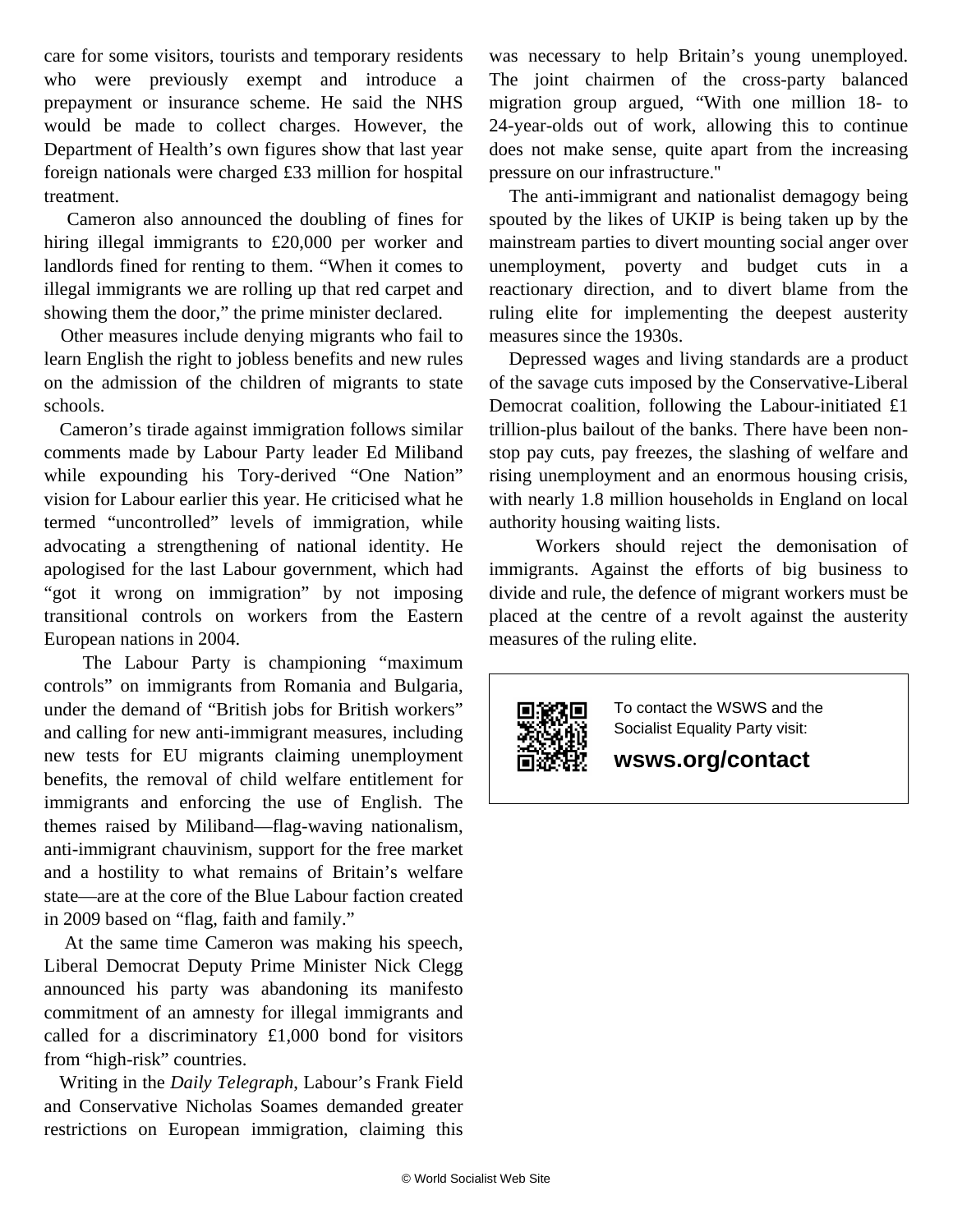care for some visitors, tourists and temporary residents who were previously exempt and introduce a prepayment or insurance scheme. He said the NHS would be made to collect charges. However, the Department of Health's own figures show that last year foreign nationals were charged £33 million for hospital treatment.

Cameron also announced the doubling of fines for hiring illegal immigrants to £20,000 per worker and landlords fined for renting to them. "When it comes to illegal immigrants we are rolling up that red carpet and showing them the door," the prime minister declared.

Other measures include denying migrants who fail to learn English the right to jobless benefits and new rules on the admission of the children of migrants to state schools.

Cameron's tirade against immigration follows similar comments made by Labour Party leader Ed Miliband while expounding his Tory-derived "One Nation" vision for Labour earlier this year. He criticised what he termed "uncontrolled" levels of immigration, while advocating a strengthening of national identity. He apologised for the last Labour government, which had "got it wrong on immigration" by not imposing transitional controls on workers from the Eastern European nations in 2004.

The Labour Party is championing "maximum controls" on immigrants from Romania and Bulgaria, under the demand of "British jobs for British workers" and calling for new anti-immigrant measures, including new tests for EU migrants claiming unemployment benefits, the removal of child welfare entitlement for immigrants and enforcing the use of English. The themes raised by Miliband—flag-waving nationalism, anti-immigrant chauvinism, support for the free market and a hostility to what remains of Britain's welfare state—are at the core of the Blue Labour faction created in 2009 based on "flag, faith and family."

At the same time Cameron was making his speech, Liberal Democrat Deputy Prime Minister Nick Clegg announced his party was abandoning its manifesto commitment of an amnesty for illegal immigrants and called for a discriminatory £1,000 bond for visitors from "high-risk" countries.

Writing in the *Daily Telegraph*, Labour's Frank Field and Conservative Nicholas Soames demanded greater restrictions on European immigration, claiming this was necessary to help Britain's young unemployed. The joint chairmen of the cross-party balanced migration group argued, "With one million 18- to 24-year-olds out of work, allowing this to continue does not make sense, quite apart from the increasing pressure on our infrastructure."

The anti-immigrant and nationalist demagogy being spouted by the likes of UKIP is being taken up by the mainstream parties to divert mounting social anger over unemployment, poverty and budget cuts in a reactionary direction, and to divert blame from the ruling elite for implementing the deepest austerity measures since the 1930s.

Depressed wages and living standards are a product of the savage cuts imposed by the Conservative-Liberal Democrat coalition, following the Labour-initiated £1 trillion-plus bailout of the banks. There have been non-stop pay cuts, pay freezes, the slashing of welfare and rising unemployment and an enormous housing crisis, with nearly 1.8 million households in England on local authority housing waiting lists.

Workers should reject the demonisation of immigrants. Against the efforts of big business to divide and rule, the defence of migrant workers must be placed at the centre of a revolt against the austerity measures of the ruling elite.

To contact the WSWS and the Socialist Equality Party visit:

**wsws.org/contact**